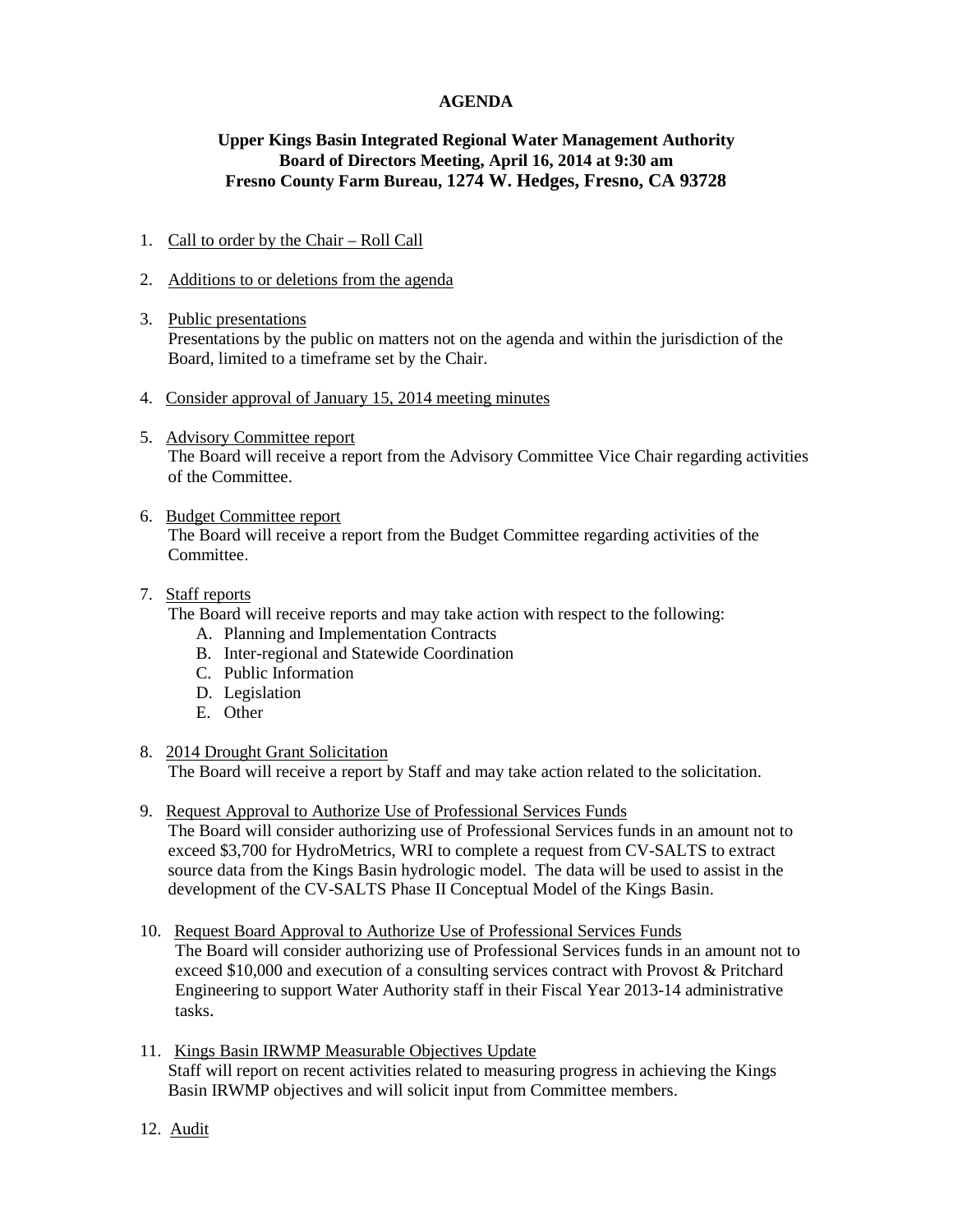# AGENDA

## Upper Kings Basin Integrated Regional Water Management Authority
## Board of Directors Meeting, April 16, 2014 at 9:30 am
## Fresno County Farm Bureau, 1274 W. Hedges, Fresno, CA 93728

1. Call to order by the Chair – Roll Call

2. Additions to or deletions from the agenda

3. Public presentations
   Presentations by the public on matters not on the agenda and within the jurisdiction of the Board, limited to a timeframe set by the Chair.

4. Consider approval of January 15, 2014 meeting minutes

5. Advisory Committee report
   The Board will receive a report from the Advisory Committee Vice Chair regarding activities of the Committee.

6. Budget Committee report
   The Board will receive a report from the Budget Committee regarding activities of the Committee.

7. Staff reports
   The Board will receive reports and may take action with respect to the following:
   A. Planning and Implementation Contracts
   B. Inter-regional and Statewide Coordination
   C. Public Information
   D. Legislation
   E. Other

8. 2014 Drought Grant Solicitation
   The Board will receive a report by Staff and may take action related to the solicitation.

9. Request Approval to Authorize Use of Professional Services Funds
   The Board will consider authorizing use of Professional Services funds in an amount not to exceed $3,700 for HydroMetrics, WRI to complete a request from CV-SALTS to extract source data from the Kings Basin hydrologic model. The data will be used to assist in the development of the CV-SALTS Phase II Conceptual Model of the Kings Basin.

10. Request Board Approval to Authorize Use of Professional Services Funds
    The Board will consider authorizing use of Professional Services funds in an amount not to exceed $10,000 and execution of a consulting services contract with Provost & Pritchard Engineering to support Water Authority staff in their Fiscal Year 2013-14 administrative tasks.

11. Kings Basin IRWMP Measurable Objectives Update
    Staff will report on recent activities related to measuring progress in achieving the Kings Basin IRWMP objectives and will solicit input from Committee members.

12. Audit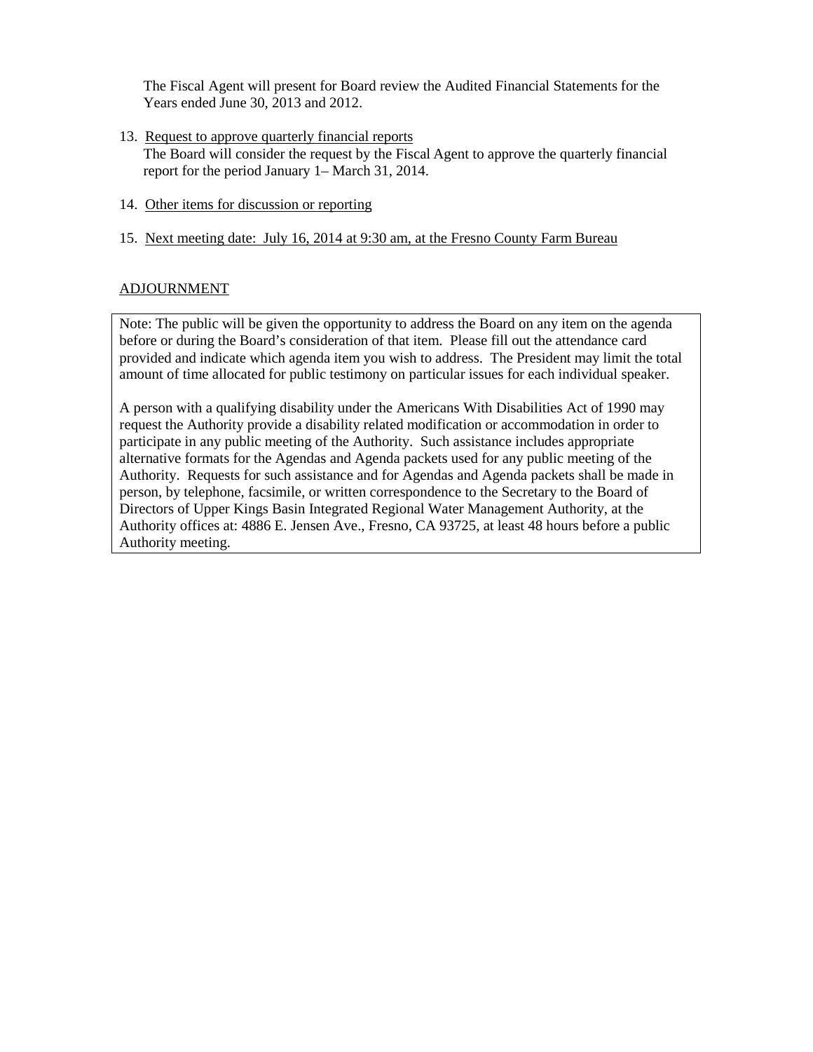The Fiscal Agent will present for Board review the Audited Financial Statements for the Years ended June 30, 2013 and 2012.

13. Request to approve quarterly financial reports
    The Board will consider the request by the Fiscal Agent to approve the quarterly financial report for the period January 1– March 31, 2014.

14. Other items for discussion or reporting

15. Next meeting date: July 16, 2014 at 9:30 am, at the Fresno County Farm Bureau

ADJOURNMENT

Note: The public will be given the opportunity to address the Board on any item on the agenda before or during the Board's consideration of that item. Please fill out the attendance card provided and indicate which agenda item you wish to address. The President may limit the total amount of time allocated for public testimony on particular issues for each individual speaker.

A person with a qualifying disability under the Americans With Disabilities Act of 1990 may request the Authority provide a disability related modification or accommodation in order to participate in any public meeting of the Authority. Such assistance includes appropriate alternative formats for the Agendas and Agenda packets used for any public meeting of the Authority. Requests for such assistance and for Agendas and Agenda packets shall be made in person, by telephone, facsimile, or written correspondence to the Secretary to the Board of Directors of Upper Kings Basin Integrated Regional Water Management Authority, at the Authority offices at: 4886 E. Jensen Ave., Fresno, CA 93725, at least 48 hours before a public Authority meeting.